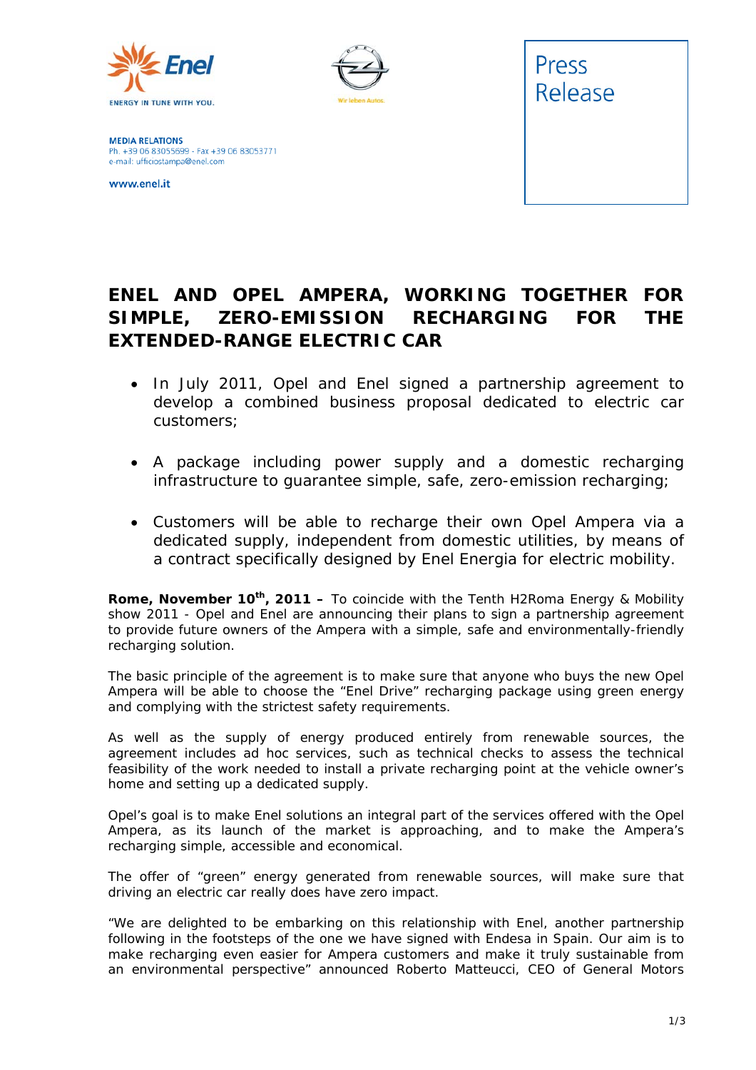Enel

ENERGY IN TUNE WITH YOU.

Wir leben Autos.

**MEDIA RELATIONS**
Ph. +39 06 83055699 - Fax +39 06 83053771
e-mail: ufficiostampa@enel.com

www.enel.it

Press Release

# ENEL AND OPEL AMPERA, WORKING TOGETHER FOR SIMPLE, ZERO-EMISSION RECHARGING FOR THE EXTENDED-RANGE ELECTRIC CAR

- In July 2011, Opel and Enel signed a partnership agreement to develop a combined business proposal dedicated to electric car customers;
- A package including power supply and a domestic recharging infrastructure to guarantee simple, safe, zero-emission recharging;
- Customers will be able to recharge their own Opel Ampera via a dedicated supply, independent from domestic utilities, by means of a contract specifically designed by Enel Energia for electric mobility.

**Rome, November 10th, 2011 –** To coincide with the Tenth H2Roma Energy & Mobility show 2011 - Opel and Enel are announcing their plans to sign a partnership agreement to provide future owners of the Ampera with a simple, safe and environmentally-friendly recharging solution.

The basic principle of the agreement is to make sure that anyone who buys the new Opel Ampera will be able to choose the "Enel Drive" recharging package using green energy and complying with the strictest safety requirements.

As well as the supply of energy produced entirely from renewable sources, the agreement includes ad hoc services, such as technical checks to assess the technical feasibility of the work needed to install a private recharging point at the vehicle owner's home and setting up a dedicated supply.

Opel's goal is to make Enel solutions an integral part of the services offered with the Opel Ampera, as its launch of the market is approaching, and to make the Ampera's recharging simple, accessible and economical.

The offer of "green" energy generated from renewable sources, will make sure that driving an electric car really does have zero impact.

"We are delighted to be embarking on this relationship with Enel, another partnership following in the footsteps of the one we have signed with Endesa in Spain. Our aim is to make recharging even easier for Ampera customers and make it truly sustainable from an environmental perspective" announced Roberto Matteucci, CEO of General Motors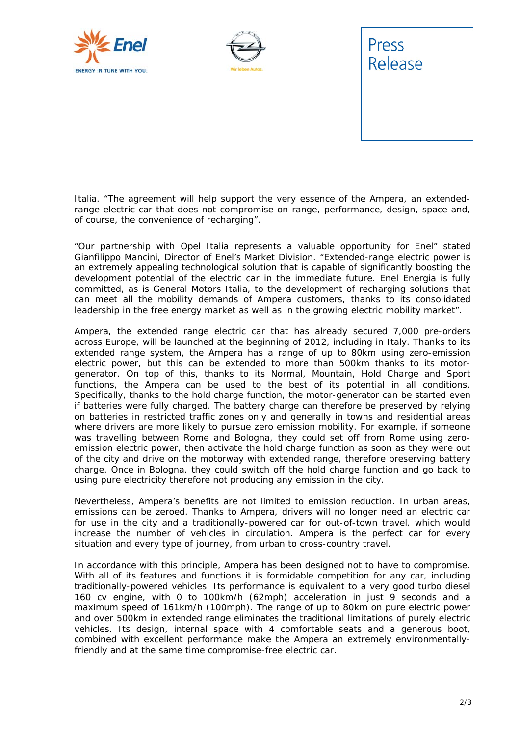Italia. “The agreement will help support the very essence of the Ampera, an extended-range electric car that does not compromise on range, performance, design, space and, of course, the convenience of recharging”.

“Our partnership with Opel Italia represents a valuable opportunity for Enel” stated Gianfilippo Mancini, Director of Enel’s Market Division. “Extended-range electric power is an extremely appealing technological solution that is capable of significantly boosting the development potential of the electric car in the immediate future. Enel Energia is fully committed, as is General Motors Italia, to the development of recharging solutions that can meet all the mobility demands of Ampera customers, thanks to its consolidated leadership in the free energy market as well as in the growing electric mobility market”.

Ampera, the extended range electric car that has already secured 7,000 pre-orders across Europe, will be launched at the beginning of 2012, including in Italy. Thanks to its extended range system, the Ampera has a range of up to 80km using zero-emission electric power, but this can be extended to more than 500km thanks to its motor-generator. On top of this, thanks to its Normal, Mountain, Hold Charge and Sport functions, the Ampera can be used to the best of its potential in all conditions. Specifically, thanks to the hold charge function, the motor-generator can be started even if batteries were fully charged. The battery charge can therefore be preserved by relying on batteries in restricted traffic zones only and generally in towns and residential areas where drivers are more likely to pursue zero emission mobility. For example, if someone was travelling between Rome and Bologna, they could set off from Rome using zero-emission electric power, then activate the hold charge function as soon as they were out of the city and drive on the motorway with extended range, therefore preserving battery charge. Once in Bologna, they could switch off the hold charge function and go back to using pure electricity therefore not producing any emission in the city.

Nevertheless, Ampera’s benefits are not limited to emission reduction. In urban areas, emissions can be zeroed. Thanks to Ampera, drivers will no longer need an electric car for use in the city and a traditionally-powered car for out-of-town travel, which would increase the number of vehicles in circulation. Ampera is the perfect car for every situation and every type of journey, from urban to cross-country travel.

In accordance with this principle, Ampera has been designed not to have to compromise. With all of its features and functions it is formidable competition for any car, including traditionally-powered vehicles. Its performance is equivalent to a very good turbo diesel 160 cv engine, with 0 to 100km/h (62mph) acceleration in just 9 seconds and a maximum speed of 161km/h (100mph). The range of up to 80km on pure electric power and over 500km in extended range eliminates the traditional limitations of purely electric vehicles. Its design, internal space with 4 comfortable seats and a generous boot, combined with excellent performance make the Ampera an extremely environmentally-friendly and at the same time compromise-free electric car.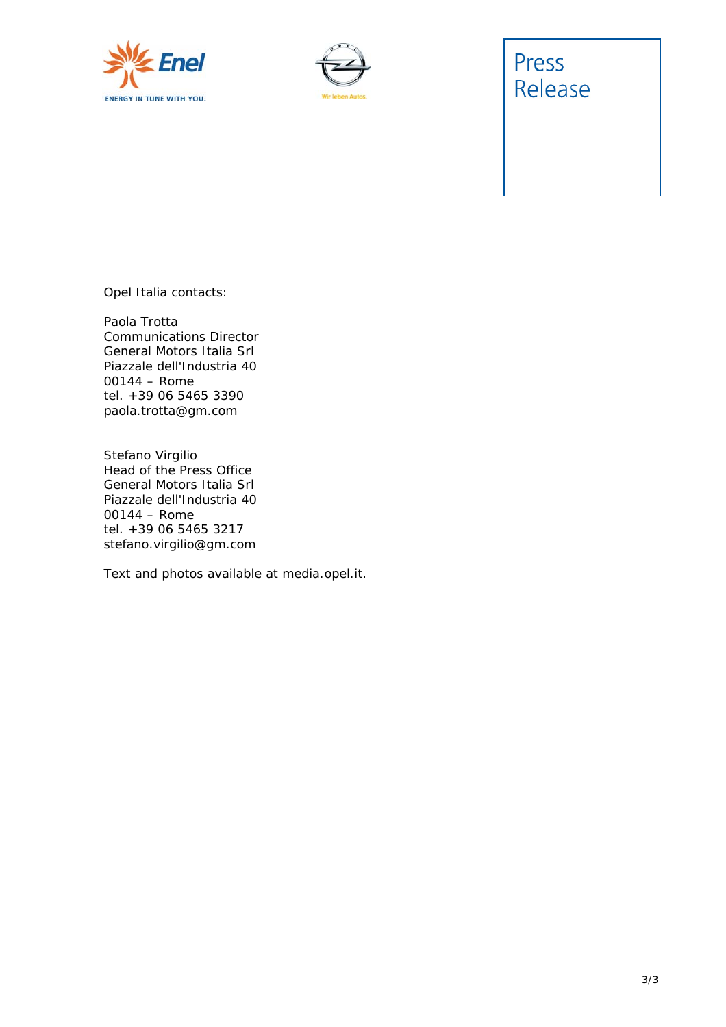Press Release

Opel Italia contacts:

Paola Trotta
Communications Director
General Motors Italia Srl
Piazzale dell'Industria 40
00144 – Rome
tel. +39 06 5465 3390
paola.trotta@gm.com

Stefano Virgilio
Head of the Press Office
General Motors Italia Srl
Piazzale dell'Industria 40
00144 – Rome
tel. +39 06 5465 3217
stefano.virgilio@gm.com

Text and photos available at media.opel.it.